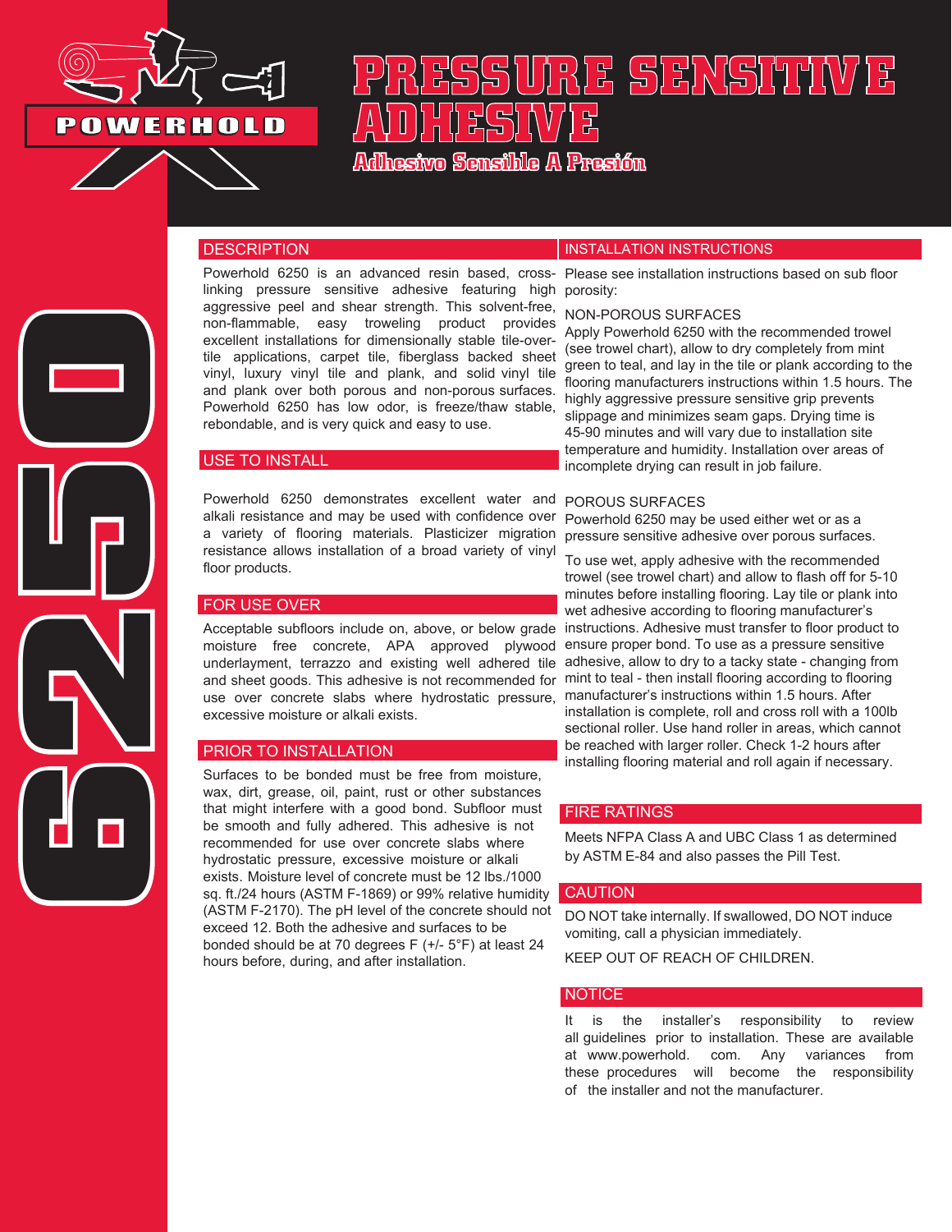POWERHOLD

# PRESSURE SENSITIVE ADHESIVE

## Adhesivo Sensible A Presión

6250

## DESCRIPTION

Powerhold 6250 is an advanced resin based, cross-linking pressure sensitive adhesive featuring high aggressive peel and shear strength. This solvent-free, non-flammable, easy troweling product provides excellent installations for dimensionally stable tile-over-tile applications, carpet tile, fiberglass backed sheet vinyl, luxury vinyl tile and plank, and solid vinyl tile and plank over both porous and non-porous surfaces. Powerhold 6250 has low odor, is freeze/thaw stable, rebondable, and is very quick and easy to use.

## USE TO INSTALL

Powerhold 6250 demonstrates excellent water and alkali resistance and may be used with confidence over a variety of flooring materials. Plasticizer migration resistance allows installation of a broad variety of vinyl floor products.

## FOR USE OVER

Acceptable subfloors include on, above, or below grade moisture free concrete, APA approved plywood underlayment, terrazzo and existing well adhered tile and sheet goods. This adhesive is not recommended for use over concrete slabs where hydrostatic pressure, excessive moisture or alkali exists.

## PRIOR TO INSTALLATION

Surfaces to be bonded must be free from moisture, wax, dirt, grease, oil, paint, rust or other substances that might interfere with a good bond. Subfloor must be smooth and fully adhered. This adhesive is not recommended for use over concrete slabs where hydrostatic pressure, excessive moisture or alkali exists. Moisture level of concrete must be 12 lbs./1000 sq. ft./24 hours (ASTM F-1869) or 99% relative humidity (ASTM F-2170). The pH level of the concrete should not exceed 12. Both the adhesive and surfaces to be bonded should be at 70 degrees F (+/- 5°F) at least 24 hours before, during, and after installation.

## INSTALLATION INSTRUCTIONS

Please see installation instructions based on sub floor porosity:

NON-POROUS SURFACES

Apply Powerhold 6250 with the recommended trowel (see trowel chart), allow to dry completely from mint green to teal, and lay in the tile or plank according to the flooring manufacturers instructions within 1.5 hours. The highly aggressive pressure sensitive grip prevents slippage and minimizes seam gaps. Drying time is 45-90 minutes and will vary due to installation site temperature and humidity. Installation over areas of incomplete drying can result in job failure.

POROUS SURFACES

Powerhold 6250 may be used either wet or as a pressure sensitive adhesive over porous surfaces.

To use wet, apply adhesive with the recommended trowel (see trowel chart) and allow to flash off for 5-10 minutes before installing flooring. Lay tile or plank into wet adhesive according to flooring manufacturer's instructions. Adhesive must transfer to floor product to ensure proper bond. To use as a pressure sensitive adhesive, allow to dry to a tacky state - changing from mint to teal - then install flooring according to flooring manufacturer's instructions within 1.5 hours. After installation is complete, roll and cross roll with a 100lb sectional roller. Use hand roller in areas, which cannot be reached with larger roller. Check 1-2 hours after installing flooring material and roll again if necessary.

## FIRE RATINGS

Meets NFPA Class A and UBC Class 1 as determined by ASTM E-84 and also passes the Pill Test.

## CAUTION

DO NOT take internally. If swallowed, DO NOT induce vomiting, call a physician immediately.

KEEP OUT OF REACH OF CHILDREN.

## NOTICE

It is the installer's responsibility to review all guidelines prior to installation. These are available at www.powerhold. com. Any variances from these procedures will become the responsibility of the installer and not the manufacturer.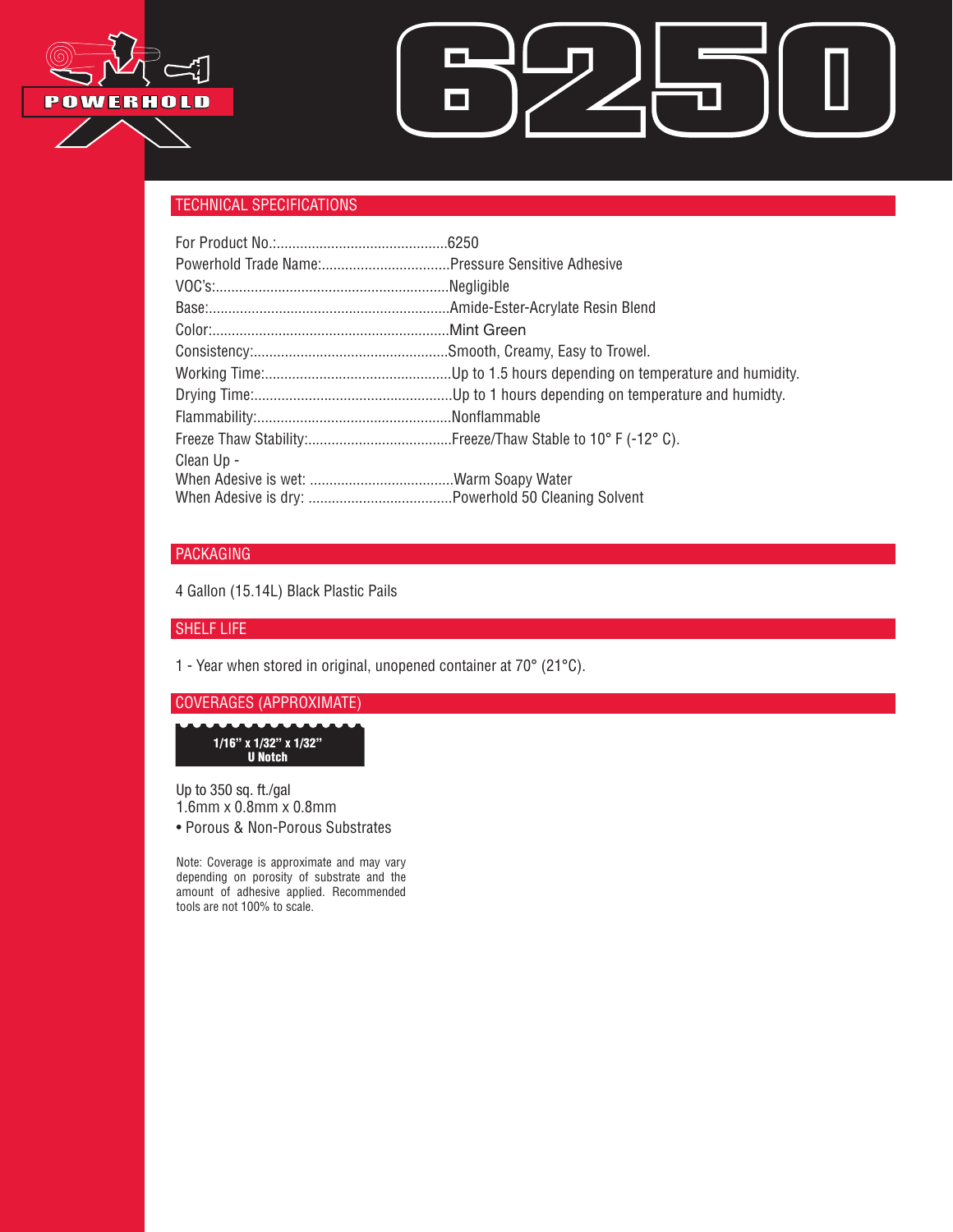POWERHOLD

# 6250

## TECHNICAL SPECIFICATIONS

For Product No.:............................................6250
Powerhold Trade Name:.................................Pressure Sensitive Adhesive
VOC's:............................................................Negligible
Base:..............................................................Amide-Ester-Acrylate Resin Blend
Color:.............................................................Mint Green
Consistency:..................................................Smooth, Creamy, Easy to Trowel.
Working Time:................................................Up to 1.5 hours depending on temperature and humidity.
Drying Time:...................................................Up to 1 hours depending on temperature and humidty.
Flammability:..................................................Nonflammable
Freeze Thaw Stability:.....................................Freeze/Thaw Stable to 10° F (-12° C).
Clean Up -
When Adesive is wet: .....................................Warm Soapy Water
When Adesive is dry: .....................................Powerhold 50 Cleaning Solvent

## PACKAGING

4 Gallon (15.14L) Black Plastic Pails

## SHELF LIFE

1 - Year when stored in original, unopened container at 70° (21°C).

## COVERAGES (APPROXIMATE)

**1/16" x 1/32" x 1/32"**
**U Notch**

Up to 350 sq. ft./gal
1.6mm x 0.8mm x 0.8mm
• Porous & Non-Porous Substrates

Note: Coverage is approximate and may vary depending on porosity of substrate and the amount of adhesive applied. Recommended tools are not 100% to scale.